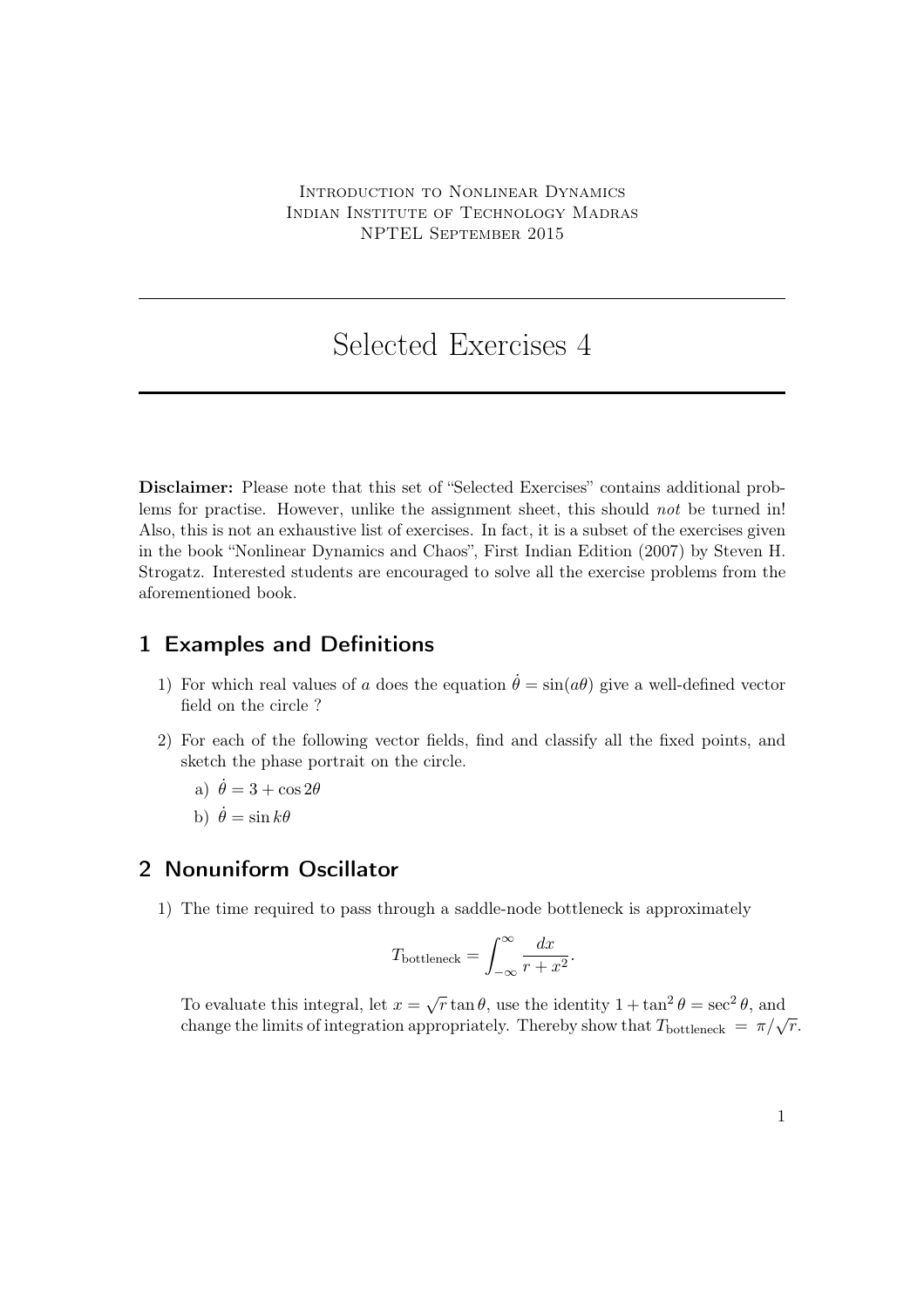Introduction to Nonlinear Dynamics
Indian Institute of Technology Madras
NPTEL September 2015

# Selected Exercises 4

**Disclaimer:** Please note that this set of "Selected Exercises" contains additional problems for practise. However, unlike the assignment sheet, this should *not* be turned in! Also, this is not an exhaustive list of exercises. In fact, it is a subset of the exercises given in the book "Nonlinear Dynamics and Chaos", First Indian Edition (2007) by Steven H. Strogatz. Interested students are encouraged to solve all the exercise problems from the aforementioned book.

## 1 Examples and Definitions

1) For which real values of $a$ does the equation $\dot{\theta} = \sin(a\theta)$ give a well-defined vector field on the circle ?

2) For each of the following vector fields, find and classify all the fixed points, and sketch the phase portrait on the circle.

   a) $\dot{\theta} = 3 + \cos 2\theta$

   b) $\dot{\theta} = \sin k\theta$

## 2 Nonuniform Oscillator

1) The time required to pass through a saddle-node bottleneck is approximately

$$T_{\text{bottleneck}} = \int_{-\infty}^{\infty} \frac{dx}{r + x^2}.$$

To evaluate this integral, let $x = \sqrt{r}\tan\theta$, use the identity $1 + \tan^2\theta = \sec^2\theta$, and change the limits of integration appropriately. Thereby show that $T_{\text{bottleneck}} = \pi/\sqrt{r}$.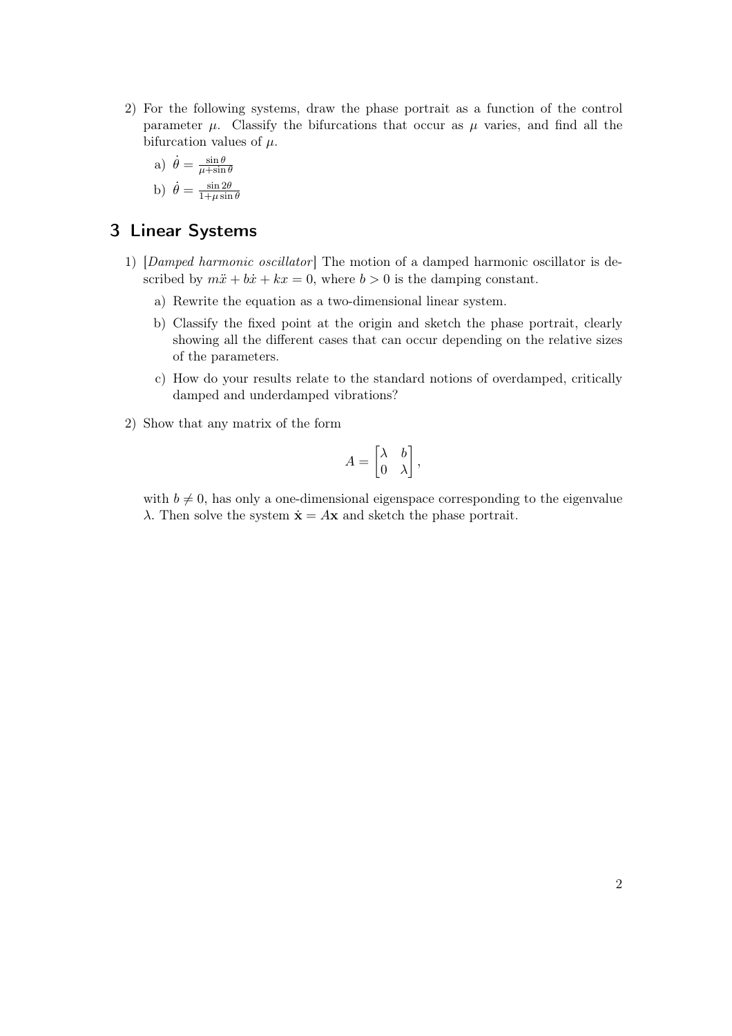2) For the following systems, draw the phase portrait as a function of the control parameter $\mu$. Classify the bifurcations that occur as $\mu$ varies, and find all the bifurcation values of $\mu$.

   a) $\dot{\theta} = \frac{\sin\theta}{\mu+\sin\theta}$

   b) $\dot{\theta} = \frac{\sin 2\theta}{1+\mu\sin\theta}$

## 3 Linear Systems

1) [*Damped harmonic oscillator*] The motion of a damped harmonic oscillator is described by $m\ddot{x} + b\dot{x} + kx = 0$, where $b > 0$ is the damping constant.

   a) Rewrite the equation as a two-dimensional linear system.

   b) Classify the fixed point at the origin and sketch the phase portrait, clearly showing all the different cases that can occur depending on the relative sizes of the parameters.

   c) How do your results relate to the standard notions of overdamped, critically damped and underdamped vibrations?

2) Show that any matrix of the form

$$A = \begin{bmatrix} \lambda & b \\ 0 & \lambda \end{bmatrix},$$

with $b \neq 0$, has only a one-dimensional eigenspace corresponding to the eigenvalue $\lambda$. Then solve the system $\dot{\mathbf{x}} = A\mathbf{x}$ and sketch the phase portrait.